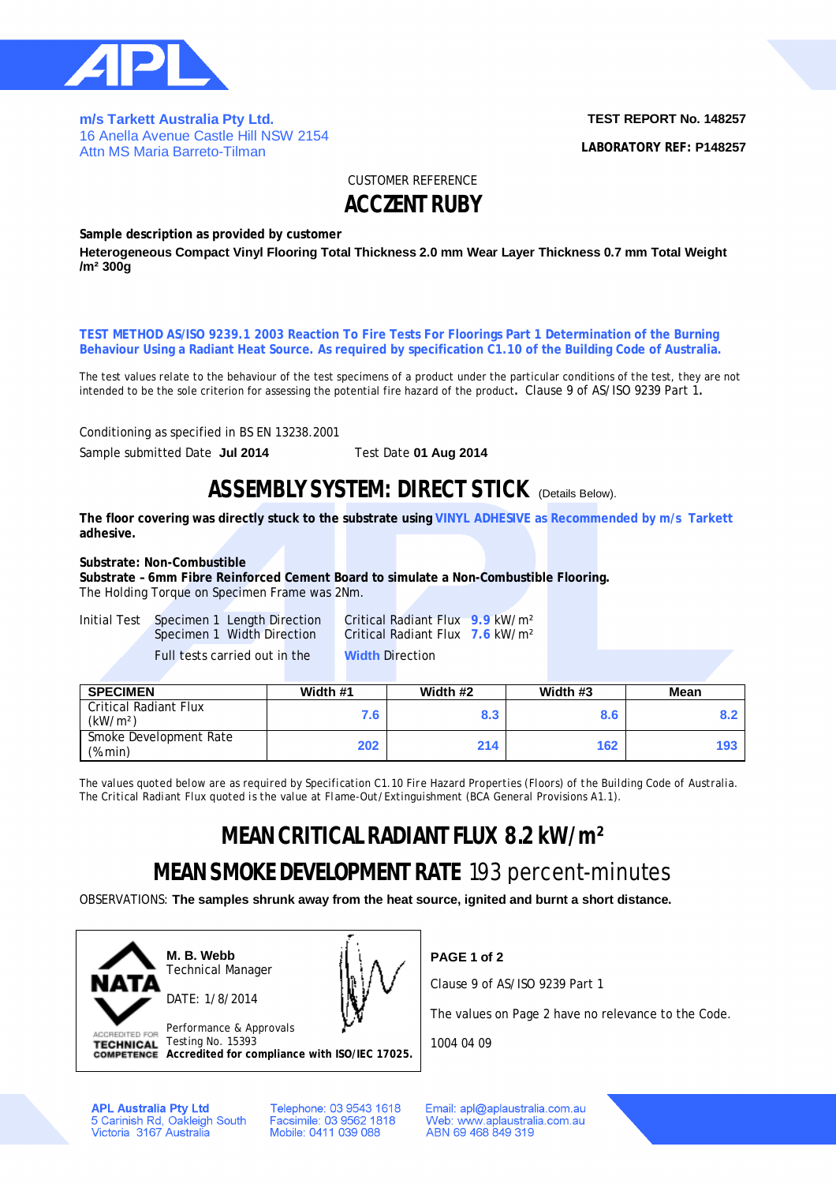**m/s Tarkett Australia Pty Ltd.**
16 Anella Avenue Castle Hill NSW 2154
Attn MS Maria Barreto-Tilman

**TEST REPORT No. 148257**

**LABORATORY REF: P148257**

CUSTOMER REFERENCE

# ACCZENT RUBY

**Sample description as provided by customer**

**Heterogeneous Compact Vinyl Flooring Total Thickness 2.0 mm Wear Layer Thickness 0.7 mm Total Weight /m² 300g**

**TEST METHOD AS/ISO 9239.1 2003 Reaction To Fire Tests For Floorings Part 1 Determination of the Burning Behaviour Using a Radiant Heat Source. As required by specification C1.10 of the Building Code of Australia.**

The test values relate to the behaviour of the test specimens of a product under the particular conditions of the test, they are not intended to be the sole criterion for assessing the potential fire hazard of the product. Clause 9 of AS/ISO 9239 Part 1.

Conditioning as specified in BS EN 13238.2001

Sample submitted Date **Jul 2014** Test Date **01 Aug 2014**

## ASSEMBLY SYSTEM: DIRECT STICK (Details Below).

**The floor covering was directly stuck to the substrate using VINYL ADHESIVE as Recommended by m/s Tarkett adhesive.**

**Substrate: Non-Combustible**
**Substrate – 6mm Fibre Reinforced Cement Board to simulate a Non-Combustible Flooring.**
The Holding Torque on Specimen Frame was 2Nm.

Initial Test Specimen 1 Length Direction Critical Radiant Flux **9.9** kW/m²
Specimen 1 Width Direction Critical Radiant Flux **7.6** kW/m²

Full tests carried out in the **Width** Direction

| SPECIMEN | Width #1 | Width #2 | Width #3 | Mean |
|---|---|---|---|---|
| Critical Radiant Flux (kW/m²) | 7.6 | 8.3 | 8.6 | 8.2 |
| Smoke Development Rate (%min) | 202 | 214 | 162 | 193 |

The values quoted below are as required by Specification C1.10 Fire Hazard Properties (Floors) of the Building Code of Australia. The Critical Radiant Flux quoted is the value at Flame-Out/Extinguishment (BCA General Provisions A1.1).

## MEAN CRITICAL RADIANT FLUX 8.2 kW/m²

## MEAN SMOKE DEVELOPMENT RATE 193 percent-minutes

OBSERVATIONS: **The samples shrunk away from the heat source, ignited and burnt a short distance.**

NATA ACCREDITED FOR TECHNICAL COMPETENCE

**M. B. Webb**
Technical Manager

DATE: 1/8/2014

Performance & Approvals
Testing No. 15393
**Accredited for compliance with ISO/IEC 17025.**

**PAGE 1 of 2**

Clause 9 of AS/ISO 9239 Part 1

The values on Page 2 have no relevance to the Code.

1004 04 09

**APL Australia Pty Ltd**
5 Carinish Rd, Oakleigh South
Victoria 3167 Australia

Telephone: 03 9543 1618
Facsimile: 03 9562 1818
Mobile: 0411 039 088

Email: apl@aplaustralia.com.au
Web: www.aplaustralia.com.au
ABN 69 468 849 319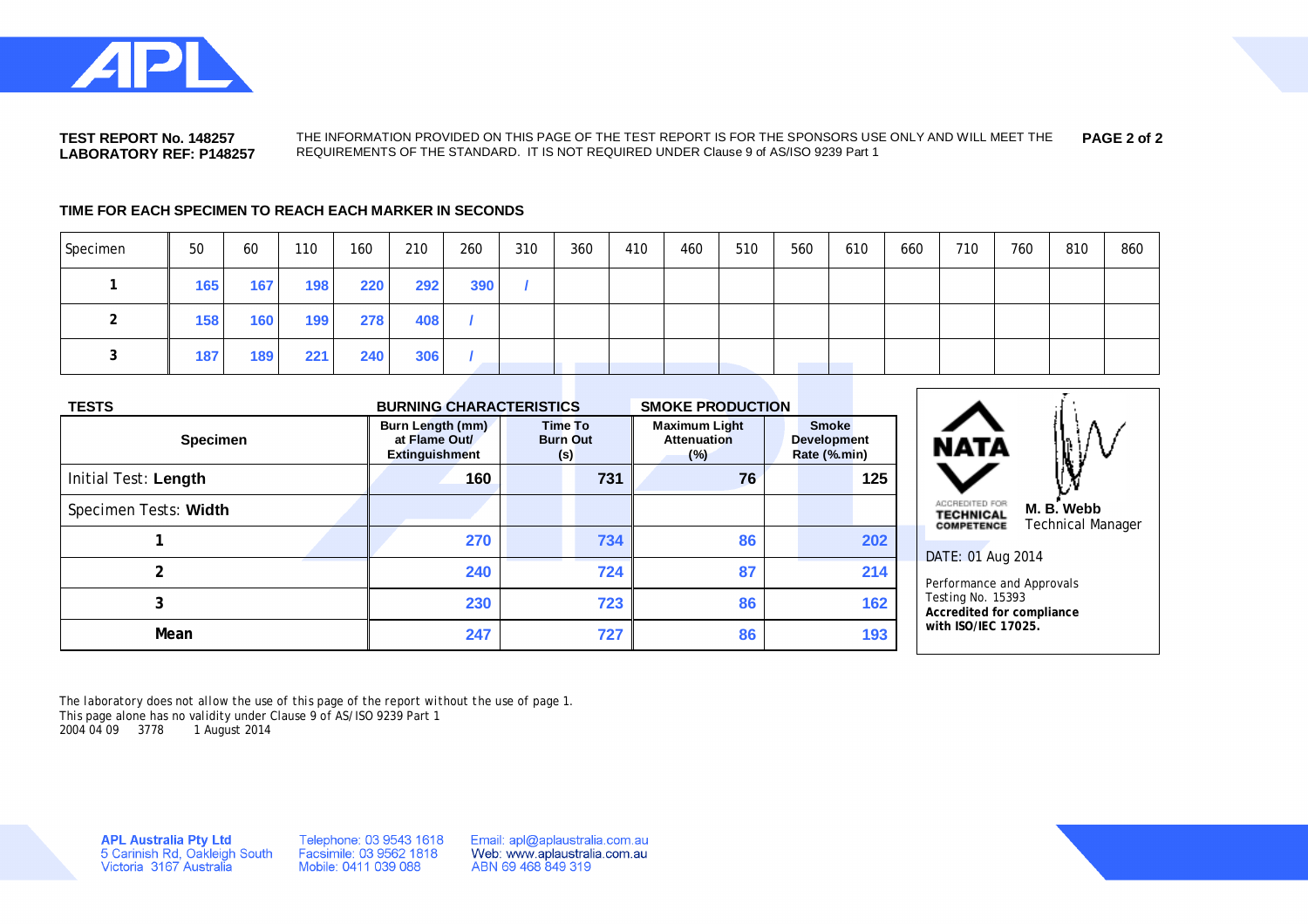**TEST REPORT No. 148257**
**LABORATORY REF: P148257**

THE INFORMATION PROVIDED ON THIS PAGE OF THE TEST REPORT IS FOR THE SPONSORS USE ONLY AND WILL MEET THE REQUIREMENTS OF THE STANDARD. IT IS NOT REQUIRED UNDER Clause 9 of AS/ISO 9239 Part 1

### TIME FOR EACH SPECIMEN TO REACH EACH MARKER IN SECONDS

| Specimen | 50 | 60 | 110 | 160 | 210 | 260 | 310 | 360 | 410 | 460 | 510 | 560 | 610 | 660 | 710 | 760 | 810 | 860 |
|---|---|---|---|---|---|---|---|---|---|---|---|---|---|---|---|---|---|---|
| 1 | 165 | 167 | 198 | 220 | 292 | 390 | / | | | | | | | | | | | |
| 2 | 158 | 160 | 199 | 278 | 408 | / | | | | | | | | | | | | |
| 3 | 187 | 189 | 221 | 240 | 306 | / | | | | | | | | | | | | |

| TESTS | BURNING CHARACTERISTICS | | SMOKE PRODUCTION | |
|---|---|---|---|---|
| Specimen | Burn Length (mm) at Flame Out/ Extinguishment | Time To Burn Out (s) | Maximum Light Attenuation (%) | Smoke Development Rate (%.min) |
| Initial Test: **Length** | 160 | 731 | 76 | 125 |
| Specimen Tests: **Width** | | | | |
| 1 | 270 | 734 | 86 | 202 |
| 2 | 240 | 724 | 87 | 214 |
| 3 | 230 | 723 | 86 | 162 |
| **Mean** | 247 | 727 | 86 | 193 |

NATA
ACCREDITED FOR TECHNICAL COMPETENCE

**M. B. Webb**
Technical Manager

DATE: 01 Aug 2014

Performance and Approvals Testing No. 15393
**Accredited for compliance with ISO/IEC 17025.**

The laboratory does not allow the use of this page of the report without the use of page 1.
This page alone has no validity under Clause 9 of AS/ISO 9239 Part 1
2004 04 09 3778 1 August 2014

**APL Australia Pty Ltd**
5 Carinish Rd, Oakleigh South
Victoria 3167 Australia

Telephone: 03 9543 1618
Facsimile: 03 9562 1818
Mobile: 0411 039 088

Email: apl@aplaustralia.com.au
Web: www.aplaustralia.com.au
ABN 69 468 849 319